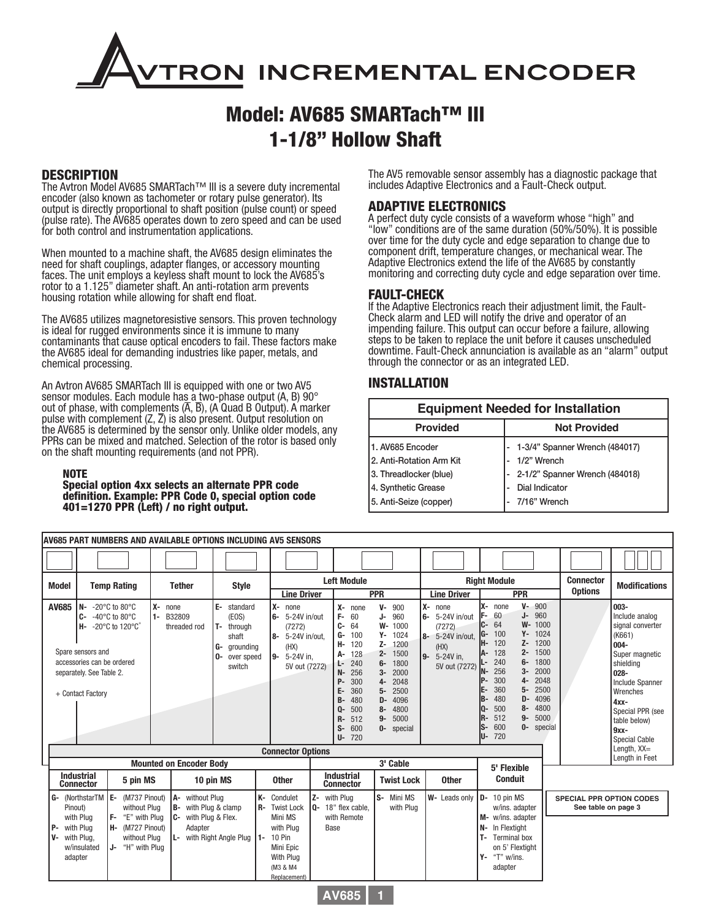# AVTRON INCREMENTAL ENCODER

## Model: AV685 SMARTach™ III 1-1/8" Hollow Shaft

### DESCRIPTION

The Avtron Model AV685 SMARTach™ III is a severe duty incremental encoder (also known as tachometer or rotary pulse generator). Its output is directly proportional to shaft position (pulse count) or speed (pulse rate). The AV685 operates down to zero speed and can be used for both control and instrumentation applications.

When mounted to a machine shaft, the AV685 design eliminates the need for shaft couplings, adapter flanges, or accessory mounting faces. The unit employs a keyless shaft mount to lock the AV685's rotor to a 1.125" diameter shaft. An anti-rotation arm prevents housing rotation while allowing for shaft end float.

The AV685 utilizes magnetoresistive sensors. This proven technology is ideal for rugged environments since it is immune to many contaminants that cause optical encoders to fail. These factors make the AV685 ideal for demanding industries like paper, metals, and chemical processing.

An Avtron AV685 SMARTach III is equipped with one or two AV5 sensor modules. Each module has a two-phase output (A, B) 90° out of phase, with complements ($\overline{A}$, $\overline{B}$), (A Quad B Output). A marker pulse with complement (Z, $\overline{Z}$) is also present. Output resolution on the AV685 is determined by the sensor only. Unlike older models, any PPRs can be mixed and matched. Selection of the rotor is based only on the shaft mounting requirements (and not PPR).

**NOTE**
**Special option 4xx selects an alternate PPR code definition. Example: PPR Code 0, special option code 401=1270 PPR (Left) / no right output.**

The AV5 removable sensor assembly has a diagnostic package that includes Adaptive Electronics and a Fault-Check output.

### ADAPTIVE ELECTRONICS

A perfect duty cycle consists of a waveform whose "high" and "low" conditions are of the same duration (50%/50%). It is possible over time for the duty cycle and edge separation to change due to component drift, temperature changes, or mechanical wear. The Adaptive Electronics extend the life of the AV685 by constantly monitoring and correcting duty cycle and edge separation over time.

### FAULT-CHECK

If the Adaptive Electronics reach their adjustment limit, the Fault-Check alarm and LED will notify the drive and operator of an impending failure. This output can occur before a failure, allowing steps to be taken to replace the unit before it causes unscheduled downtime. Fault-Check annunciation is available as an "alarm" output through the connector or as an integrated LED.

### INSTALLATION

**Equipment Needed for Installation**

| Provided | Not Provided |
|---|---|
| 1. AV685 Encoder | - 1-3/4" Spanner Wrench (484017) |
| 2. Anti-Rotation Arm Kit | - 1/2" Wrench |
| 3. Threadlocker (blue) | - 2-1/2" Spanner Wrench (484018) |
| 4. Synthetic Grease | - Dial Indicator |
| 5. Anti-Seize (copper) | - 7/16" Wrench |

**AV685 PART NUMBERS AND AVAILABLE OPTIONS INCLUDING AV5 SENSORS**

| Model | Temp Rating | Tether | Style | Left Module Line Driver | Left Module PPR | Right Module Line Driver | Right Module PPR | Connector Options | Modifications |
|---|---|---|---|---|---|---|---|---|---|
| AV685 | N- -20°C to 80°C<br>C- -40°C to 80°C<br>H- -20°C to 120°C<br><br>Spare sensors and accessories can be ordered separately. See Table 2.<br><br>+ Contact Factory | X- none<br>1- B32809 threaded rod | E- standard (EOS)<br>T- through shaft<br>G- grounding<br>O- over speed switch | X- none<br>6- 5-24V in/out (7272)<br>8- 5-24V in/out, (HX)<br>9- 5-24V in, 5V out (7272) | X- none<br>F- 60<br>C- 64<br>G- 100<br>H- 120<br>A- 128<br>L- 240<br>N- 256<br>P- 300<br>E- 360<br>B- 480<br>Q- 500<br>R- 512<br>S- 600<br>U- 720<br>V- 900<br>J- 960<br>W- 1000<br>Y- 1024<br>Z- 1200<br>2- 1500<br>6- 1800<br>3- 2000<br>4- 2048<br>5- 2500<br>D- 4096<br>8- 4800<br>9- 5000<br>0- special | X- none<br>6- 5-24V in/out (7272)<br>8- 5-24V in/out, (HX)<br>9- 5-24V in, 5V out (7272) | X- none<br>F- 60<br>C- 64<br>G- 100<br>H- 120<br>A- 128<br>L- 240<br>N- 256<br>P- 300<br>E- 360<br>B- 480<br>Q- 500<br>R- 512<br>S- 600<br>U- 720<br>V- 900<br>J- 960<br>W- 1000<br>Y- 1024<br>Z- 1200<br>2- 1500<br>6- 1800<br>3- 2000<br>4- 2048<br>5- 2500<br>D- 4096<br>8- 4800<br>9- 5000<br>0- special | | 003- Include analog signal converter (K661)<br>004- Super magnetic shielding<br>028- Include Spanner Wrenches<br>4xx- Special PPR (see table below)<br>9xx- Special Cable Length, XX= Length in Feet |

**Connector Options**

| Mounted on Encoder Body: Industrial Connector | Mounted on Encoder Body: 5 pin MS | Mounted on Encoder Body: 10 pin MS | Mounted on Encoder Body: Other | 3' Cable: Industrial Connector | 3' Cable: Twist Lock | 3' Cable: Other | 5' Flexible Conduit |
|---|---|---|---|---|---|---|---|
| G- (NorthstarTM Pinout) with Plug<br>P- with Plug<br>V- with Plug, w/insulated adapter | E- (M737 Pinout) without Plug<br>F- "E" with Plug<br>H- (M727 Pinout) without Plug<br>J- "H" with Plug | A- without Plug<br>B- with Plug & clamp<br>C- with Plug & Flex. Adapter<br>L- with Right Angle Plug | K- Condulet<br>R- Twist Lock Mini MS with Plug<br>1- 10 Pin Mini Epic With Plug (M3 & M4 Replacement) | Z- with Plug<br>Q- 18" flex cable, with Remote Base | S- Mini MS with Plug | W- Leads only | D- 10 pin MS w/ins. adapter<br>M- w/ins. adapter<br>N- In Flextight<br>T- Terminal box on 5' Flextight<br>Y- "T" w/ins. adapter |

**SPECIAL PPR OPTION CODES**
See table on page 3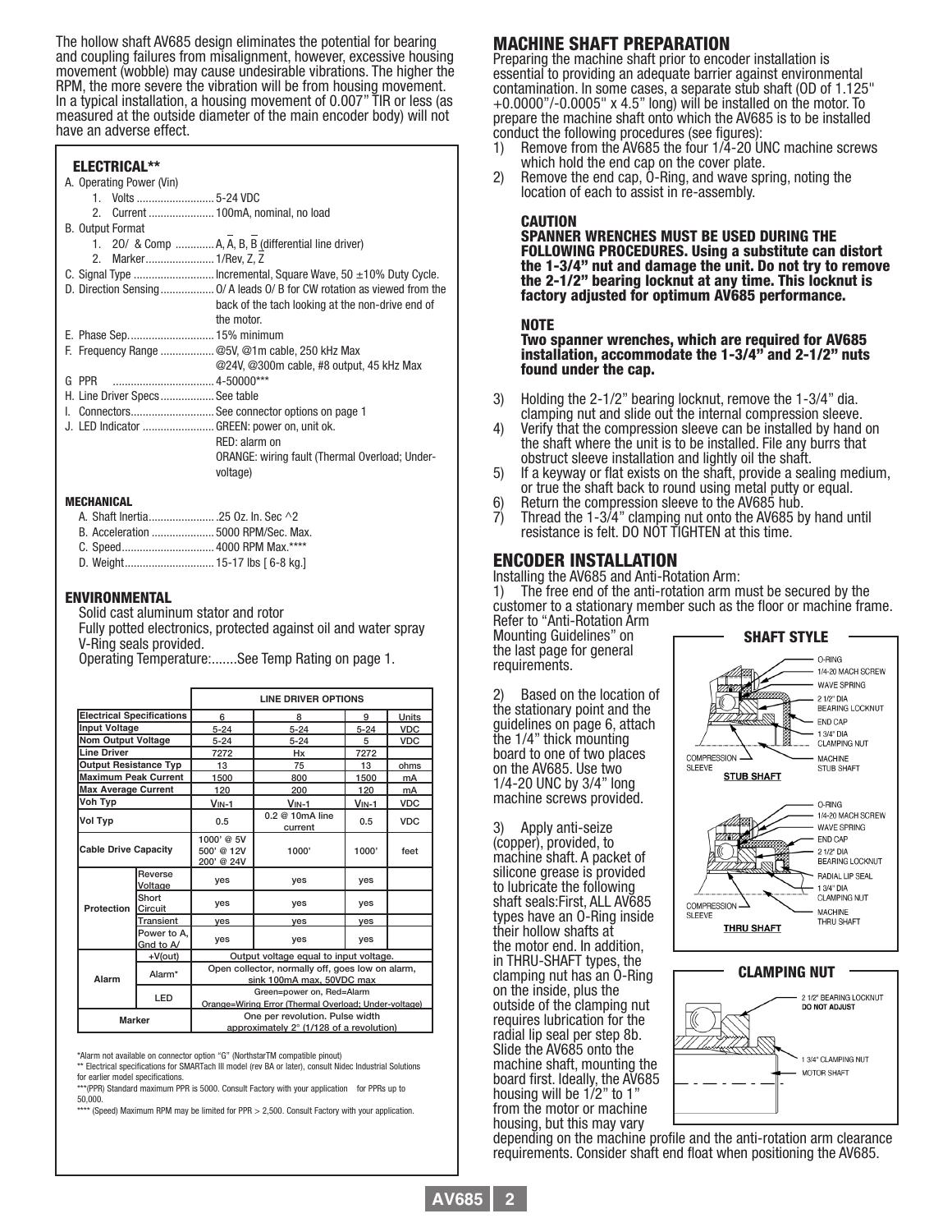The hollow shaft AV685 design eliminates the potential for bearing and coupling failures from misalignment, however, excessive housing movement (wobble) may cause undesirable vibrations. The higher the RPM, the more severe the vibration will be from housing movement. In a typical installation, a housing movement of 0.007" TIR or less (as measured at the outside diameter of the main encoder body) will not have an adverse effect.

### ELECTRICAL**

A. Operating Power (Vin)
   1. Volts .......................... 5-24 VDC
   2. Current ...................... 100mA, nominal, no load

B. Output Format
   1. 20/ & Comp ............. A, $\bar{A}$, B, $\bar{B}$ (differential line driver)
   2. Marker....................... 1/Rev, Z, $\bar{Z}$

C. Signal Type ........................... Incremental, Square Wave, 50 ±10% Duty Cycle.

D. Direction Sensing.................. 0/ A leads 0/ B for CW rotation as viewed from the back of the tach looking at the non-drive end of the motor.

E. Phase Sep............................. 15% minimum

F. Frequency Range .................. @5V, @1m cable, 250 kHz Max
   @24V, @300m cable, #8 output, 45 kHz Max

G PPR .................................. 4-50000***

H. Line Driver Specs.................. See table

I. Connectors............................ See connector options on page 1

J. LED Indicator ........................ GREEN: power on, unit ok.
   RED: alarm on
   ORANGE: wiring fault (Thermal Overload; Under-voltage)

### MECHANICAL

A. Shaft Inertia...................... .25 Oz. In. Sec ^2
B. Acceleration ..................... 5000 RPM/Sec. Max.
C. Speed............................... 4000 RPM Max.****
D. Weight.............................. 15-17 lbs [ 6-8 kg.]

### ENVIRONMENTAL

Solid cast aluminum stator and rotor
Fully potted electronics, protected against oil and water spray
V-Ring seals provided.
Operating Temperature:.......See Temp Rating on page 1.

| Electrical Specifications | | LINE DRIVER OPTIONS 6 | 8 | 9 | Units |
|---|---|---|---|---|---|
| Input Voltage | | 5-24 | 5-24 | 5-24 | VDC |
| Nom Output Voltage | | 5-24 | 5-24 | 5 | VDC |
| Line Driver | | 7272 | Hx | 7272 | |
| Output Resistance Typ | | 13 | 75 | 13 | ohms |
| Maximum Peak Current | | 1500 | 800 | 1500 | mA |
| Max Average Current | | 120 | 200 | 120 | mA |
| Voh Typ | | $V_{IN}$-1 | $V_{IN}$-1 | $V_{IN}$-1 | VDC |
| Vol Typ | | 0.5 | 0.2 @ 10mA line current | 0.5 | VDC |
| Cable Drive Capacity | | 1000' @ 5V 500' @ 12V 200' @ 24V | 1000' | 1000' | feet |
| Protection | Reverse Voltage | yes | yes | yes | |
| | Short Circuit | yes | yes | yes | |
| | Transient | yes | yes | yes | |
| | Power to A, Gnd to A/ | yes | yes | yes | |
| Alarm | +V(out) | Output voltage equal to input voltage. | | | |
| | Alarm* | Open collector, normally off, goes low on alarm, sink 100mA max, 50VDC max | | | |
| | LED | Green=power on, Red=Alarm Orange=Wiring Error (Thermal Overload; Under-voltage) | | | |
| Marker | | One per revolution. Pulse width approximately 2° (1/128 of a revolution) | | | |

*Alarm not available on connector option "G" (NorthstarTM compatible pinout)
** Electrical specifications for SMARTach III model (rev BA or later), consult Nidec Industrial Solutions for earlier model specifications.
***(PPR) Standard maximum PPR is 5000. Consult Factory with your application for PPRs up to 50,000.
**** (Speed) Maximum RPM may be limited for PPR > 2,500. Consult Factory with your application.

## MACHINE SHAFT PREPARATION

Preparing the machine shaft prior to encoder installation is essential to providing an adequate barrier against environmental contamination. In some cases, a separate stub shaft (OD of 1.125" +0.0000"/-0.0005" x 4.5" long) will be installed on the motor. To prepare the machine shaft onto which the AV685 is to be installed conduct the following procedures (see figures):

1) Remove from the AV685 the four 1/4-20 UNC machine screws which hold the end cap on the cover plate.
2) Remove the end cap, O-Ring, and wave spring, noting the location of each to assist in re-assembly.

**CAUTION**
**SPANNER WRENCHES MUST BE USED DURING THE FOLLOWING PROCEDURES. Using a substitute can distort the 1-3/4" nut and damage the unit. Do not try to remove the 2-1/2" bearing locknut at any time. This locknut is factory adjusted for optimum AV685 performance.**

**NOTE**
**Two spanner wrenches, which are required for AV685 installation, accommodate the 1-3/4" and 2-1/2" nuts found under the cap.**

3) Holding the 2-1/2" bearing locknut, remove the 1-3/4" dia. clamping nut and slide out the internal compression sleeve.
4) Verify that the compression sleeve can be installed by hand on the shaft where the unit is to be installed. File any burrs that obstruct sleeve installation and lightly oil the shaft.
5) If a keyway or flat exists on the shaft, provide a sealing medium, or true the shaft back to round using metal putty or equal.
6) Return the compression sleeve to the AV685 hub.
7) Thread the 1-3/4" clamping nut onto the AV685 by hand until resistance is felt. DO NOT TIGHTEN at this time.

## ENCODER INSTALLATION

Installing the AV685 and Anti-Rotation Arm:

1) The free end of the anti-rotation arm must be secured by the customer to a stationary member such as the floor or machine frame. Refer to "Anti-Rotation Arm Mounting Guidelines" on the last page for general requirements.

2) Based on the location of the stationary point and the guidelines on page 6, attach the 1/4" thick mounting board to one of two places on the AV685. Use two 1/4-20 UNC by 3/4" long machine screws provided.

3) Apply anti-seize (copper), provided, to machine shaft. A packet of silicone grease is provided to lubricate the following shaft seals:First, ALL AV685 types have an O-Ring inside their hollow shafts at the motor end. In addition, in THRU-SHAFT types, the clamping nut has an O-Ring on the inside, plus the outside of the clamping nut requires lubrication for the radial lip seal per step 8b. Slide the AV685 onto the machine shaft, mounting the board first. Ideally, the AV685 housing will be 1/2" to 1" from the motor or machine housing, but this may vary depending on the machine profile and the anti-rotation arm clearance requirements. Consider shaft end float when positioning the AV685.

**SHAFT STYLE**

O-RING, 1/4-20 MACH SCREW, WAVE SPRING, 2 1/2" DIA BEARING LOCKNUT, END CAP, 1 3/4" DIA CLAMPING NUT, COMPRESSION SLEEVE, MACHINE STUB SHAFT

STUB SHAFT

O-RING, 1/4-20 MACH SCREW, WAVE SPRING, END CAP, 2 1/2" DIA BEARING LOCKNUT, RADIAL LIP SEAL, 1 3/4" DIA CLAMPING NUT, COMPRESSION SLEEVE, MACHINE THRU SHAFT

THRU SHAFT

**CLAMPING NUT**

2 1/2" BEARING LOCKNUT DO NOT ADJUST
1 3/4" CLAMPING NUT
MOTOR SHAFT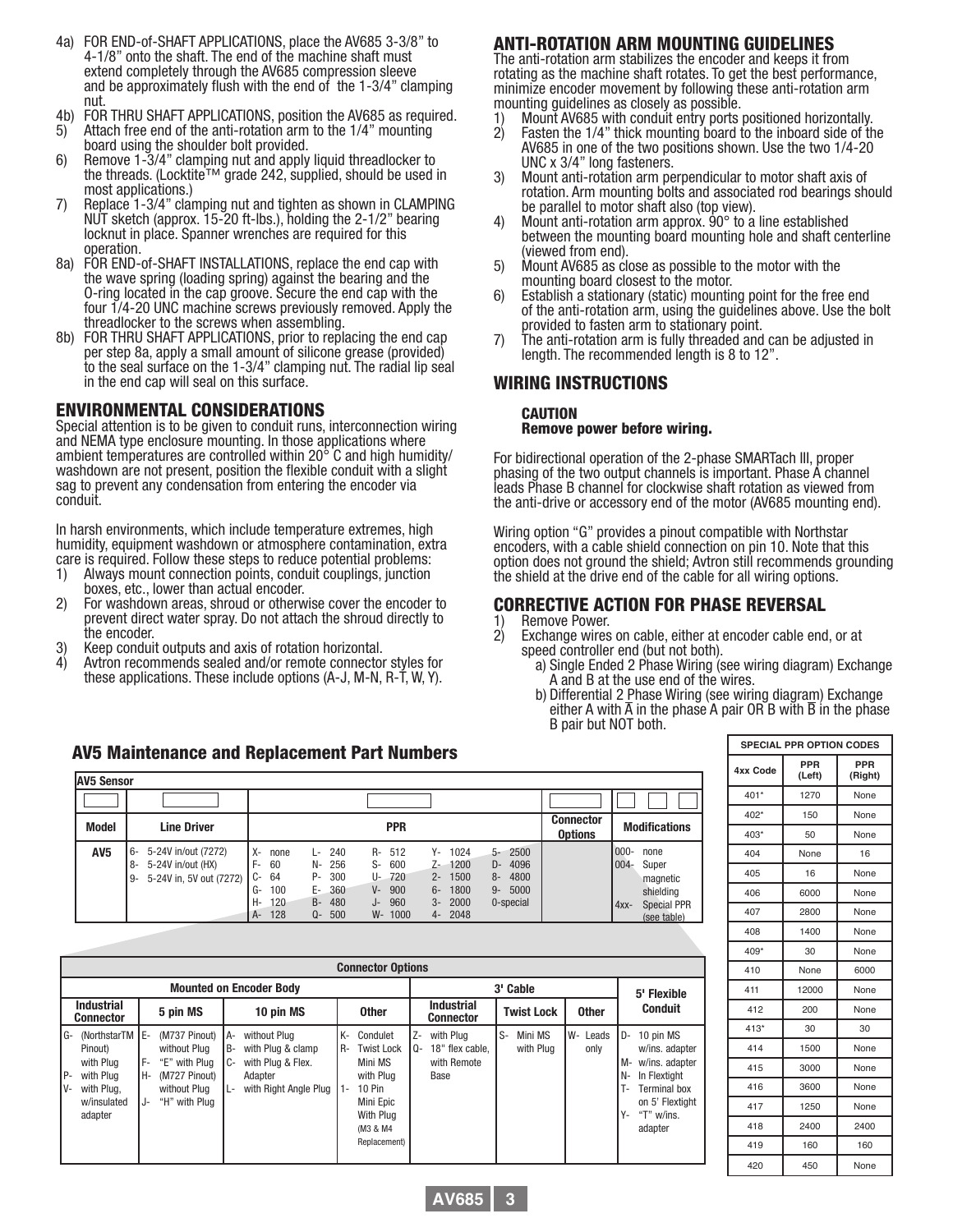4a) FOR END-of-SHAFT APPLICATIONS, place the AV685 3-3/8" to 4-1/8" onto the shaft. The end of the machine shaft must extend completely through the AV685 compression sleeve and be approximately flush with the end of the 1-3/4" clamping nut.

4b) FOR THRU SHAFT APPLICATIONS, position the AV685 as required.

5) Attach free end of the anti-rotation arm to the 1/4" mounting board using the shoulder bolt provided.

6) Remove 1-3/4" clamping nut and apply liquid threadlocker to the threads. (Locktite™ grade 242, supplied, should be used in most applications.)

7) Replace 1-3/4" clamping nut and tighten as shown in CLAMPING NUT sketch (approx. 15-20 ft-lbs.), holding the 2-1/2" bearing locknut in place. Spanner wrenches are required for this operation.

8a) FOR END-of-SHAFT INSTALLATIONS, replace the end cap with the wave spring (loading spring) against the bearing and the O-ring located in the cap groove. Secure the end cap with the four 1/4-20 UNC machine screws previously removed. Apply the threadlocker to the screws when assembling.

8b) FOR THRU SHAFT APPLICATIONS, prior to replacing the end cap per step 8a, apply a small amount of silicone grease (provided) to the seal surface on the 1-3/4" clamping nut. The radial lip seal in the end cap will seal on this surface.

## ENVIRONMENTAL CONSIDERATIONS

Special attention is to be given to conduit runs, interconnection wiring and NEMA type enclosure mounting. In those applications where ambient temperatures are controlled within 20° C and high humidity/ washdown are not present, position the flexible conduit with a slight sag to prevent any condensation from entering the encoder via conduit.

In harsh environments, which include temperature extremes, high humidity, equipment washdown or atmosphere contamination, extra care is required. Follow these steps to reduce potential problems:

1) Always mount connection points, conduit couplings, junction boxes, etc., lower than actual encoder.
2) For washdown areas, shroud or otherwise cover the encoder to prevent direct water spray. Do not attach the shroud directly to the encoder.
3) Keep conduit outputs and axis of rotation horizontal.
4) Avtron recommends sealed and/or remote connector styles for these applications. These include options (A-J, M-N, R-T, W, Y).

## ANTI-ROTATION ARM MOUNTING GUIDELINES

The anti-rotation arm stabilizes the encoder and keeps it from rotating as the machine shaft rotates. To get the best performance, minimize encoder movement by following these anti-rotation arm mounting guidelines as closely as possible.

1) Mount AV685 with conduit entry ports positioned horizontally.
2) Fasten the 1/4" thick mounting board to the inboard side of the AV685 in one of the two positions shown. Use the two 1/4-20 UNC x 3/4" long fasteners.
3) Mount anti-rotation arm perpendicular to motor shaft axis of rotation. Arm mounting bolts and associated rod bearings should be parallel to motor shaft also (top view).
4) Mount anti-rotation arm approx. 90° to a line established between the mounting board mounting hole and shaft centerline (viewed from end).
5) Mount AV685 as close as possible to the motor with the mounting board closest to the motor.
6) Establish a stationary (static) mounting point for the free end of the anti-rotation arm, using the guidelines above. Use the bolt provided to fasten arm to stationary point.
7) The anti-rotation arm is fully threaded and can be adjusted in length. The recommended length is 8 to 12".

## WIRING INSTRUCTIONS

**CAUTION**
**Remove power before wiring.**

For bidirectional operation of the 2-phase SMARTach III, proper phasing of the two output channels is important. Phase A channel leads Phase B channel for clockwise shaft rotation as viewed from the anti-drive or accessory end of the motor (AV685 mounting end).

Wiring option "G" provides a pinout compatible with Northstar encoders, with a cable shield connection on pin 10. Note that this option does not ground the shield; Avtron still recommends grounding the shield at the drive end of the cable for all wiring options.

## CORRECTIVE ACTION FOR PHASE REVERSAL

1) Remove Power.
2) Exchange wires on cable, either at encoder cable end, or at speed controller end (but not both).
   a) Single Ended 2 Phase Wiring (see wiring diagram) Exchange A and B at the use end of the wires.
   b) Differential 2 Phase Wiring (see wiring diagram) Exchange either A with $\overline{A}$ in the phase A pair OR B with $\overline{B}$ in the phase B pair but NOT both.

## AV5 Maintenance and Replacement Part Numbers

**AV5 Sensor**

| Model | Line Driver | PPR | Connector Options | Modifications |
|---|---|---|---|---|
| AV5 | 6- 5-24V in/out (7272)<br>8- 5-24V in/out (HX)<br>9- 5-24V in, 5V out (7272) | X- none, F- 60, C- 64, G- 100, H- 120, A- 128, L- 240, N- 256, P- 300, E- 360, B- 480, Q- 500, R- 512, S- 600, U- 720, V- 900, J- 960, W- 1000, Y- 1024, Z- 1200, 2- 1500, 6- 1800, 3- 2000, 4- 2048, 5- 2500, D- 4096, 8- 4800, 9- 5000, 0-special | | 000- none<br>004- Super magnetic shielding<br>4xx- Special PPR (see table) |

**Connector Options**

| Mounted on Encoder Body | | | | 3' Cable | | | 5' Flexible Conduit |
|---|---|---|---|---|---|---|---|
| Industrial Connector | 5 pin MS | 10 pin MS | Other | Industrial Connector | Twist Lock | Other | |
| G- (NorthstarTM Pinout) with Plug<br>P- with Plug<br>V- with Plug, w/insulated adapter | E- (M737 Pinout) without Plug<br>F- "E" with Plug<br>H- (M727 Pinout) without Plug<br>J- "H" with Plug | A- without Plug<br>B- with Plug & clamp<br>C- with Plug & Flex. Adapter<br>L- with Right Angle Plug | K- Condulet<br>R- Twist Lock Mini MS with Plug<br>1- 10 Pin Mini Epic With Plug (M3 & M4 Replacement) | Z- with Plug<br>Q- 18" flex cable, with Remote Base | S- Mini MS with Plug | W- Leads only | D- 10 pin MS w/ins. adapter<br>M- w/ins. adapter<br>N- In Flextight<br>T- Terminal box on 5' Flextight<br>Y- "T" w/ins. adapter |

**SPECIAL PPR OPTION CODES**

| 4xx Code | PPR (Left) | PPR (Right) |
|---|---|---|
| 401* | 1270 | None |
| 402* | 150 | None |
| 403* | 50 | None |
| 404 | None | 16 |
| 405 | 16 | None |
| 406 | 6000 | None |
| 407 | 2800 | None |
| 408 | 1400 | None |
| 409* | 30 | None |
| 410 | None | 6000 |
| 411 | 12000 | None |
| 412 | 200 | None |
| 413* | 30 | 30 |
| 414 | 1500 | None |
| 415 | 3000 | None |
| 416 | 3600 | None |
| 417 | 1250 | None |
| 418 | 2400 | 2400 |
| 419 | 160 | 160 |
| 420 | 450 | None |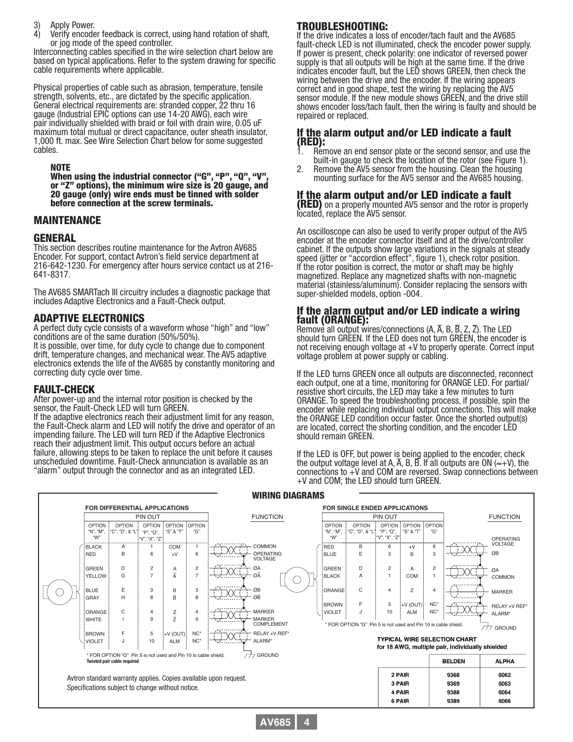3) Apply Power.
4) Verify encoder feedback is correct, using hand rotation of shaft, or jog mode of the speed controller.

Interconnecting cables specified in the wire selection chart below are based on typical applications. Refer to the system drawing for specific cable requirements where applicable.

Physical properties of cable such as abrasion, temperature, tensile strength, solvents, etc., are dictated by the specific application. General electrical requirements are: stranded copper, 22 thru 16 gauge (Industrial EPIC options can use 14-20 AWG), each wire pair individually shielded with braid or foil with drain wire, 0.05 uF maximum total mutual or direct capacitance, outer sheath insulator, 1,000 ft. max. See Wire Selection Chart below for some suggested cables.

**NOTE**
**When using the industrial connector ("G", "P", "Q", "V", or "Z" options), the minimum wire size is 20 gauge, and 20 gauge (only) wire ends must be tinned with solder before connection at the screw terminals.**

## MAINTENANCE

### GENERAL

This section describes routine maintenance for the Avtron AV685 Encoder. For support, contact Avtron's field service department at 216-642-1230. For emergency after hours service contact us at 216-641-8317.

The AV685 SMARTach III circuitry includes a diagnostic package that includes Adaptive Electronics and a Fault-Check output.

### ADAPTIVE ELECTRONICS

A perfect duty cycle consists of a waveform whose "high" and "low" conditions are of the same duration (50%/50%).
It is possible, over time, for duty cycle to change due to component drift, temperature changes, and mechanical wear. The AV5 adaptive electronics extends the life of the AV685 by constantly monitoring and correcting duty cycle over time.

### FAULT-CHECK

After power-up and the internal rotor position is checked by the sensor, the Fault-Check LED will turn GREEN.
If the adaptive electronics reach their adjustment limit for any reason, the Fault-Check alarm and LED will notify the drive and operator of an impending failure. The LED will turn RED if the Adaptive Electronics reach their adjustment limit. This output occurs before an actual failure, allowing steps to be taken to replace the unit before it causes unscheduled downtime. Fault-Check annunciation is available as an "alarm" output through the connector and as an integrated LED.

## TROUBLESHOOTING:

If the drive indicates a loss of encoder/tach fault and the AV685 fault-check LED is not illuminated, check the encoder power supply. If power is present, check polarity: one indicator of reversed power supply is that all outputs will be high at the same time. If the drive indicates encoder fault, but the LED shows GREEN, then check the wiring between the drive and the encoder. If the wiring appears correct and in good shape, test the wiring by replacing the AV5 sensor module. If the new module shows GREEN, and the drive still shows encoder loss/tach fault, then the wiring is faulty and should be repaired or replaced.

### If the alarm output and/or LED indicate a fault (RED):

1. Remove an end sensor plate or the second sensor, and use the built-in gauge to check the location of the rotor (see Figure 1).
2. Remove the AV5 sensor from the housing. Clean the housing mounting surface for the AV5 sensor and the AV685 housing.

**If the alarm output and/or LED indicate a fault (RED)** on a properly mounted AV5 sensor and the rotor is properly located, replace the AV5 sensor.

An oscilloscope can also be used to verify proper output of the AV5 encoder at the encoder connector itself and at the drive/controller cabinet. If the outputs show large variations in the signals at steady speed (jitter or "accordion effect", figure 1), check rotor position. If the rotor position is correct, the motor or shaft may be highly magnetized. Replace any magnetized shafts with non-magnetic material (stainless/aluminum). Consider replacing the sensors with super-shielded models, option -004.

### If the alarm output and/or LED indicate a wiring fault (ORANGE):

Remove all output wires/connections (A, $\overline{A}$, B, $\overline{B}$, Z, $\overline{Z}$). The LED should turn GREEN. If the LED does not turn GREEN, the encoder is not receiving enough voltage at +V to properly operate. Correct input voltage problem at power supply or cabling.

If the LED turns GREEN once all outputs are disconnected, reconnect each output, one at a time, monitoring for ORANGE LED. For partial/resistive short circuits, the LED may take a few minutes to turn ORANGE. To speed the troubleshooting process, if possible, spin the encoder while replacing individual output connections. This will make the ORANGE LED condition occur faster. Once the shorted output(s) are located, correct the shorting condition, and the encoder LED should remain GREEN.

If the LED is OFF, but power is being applied to the encoder, check the output voltage level at A, $\overline{A}$, B, $\overline{B}$. If all outputs are ON ($\approx$+V), the connections to +V and COM are reversed. Swap connections between +V and COM; the LED should turn GREEN.

## WIRING DIAGRAMS

**FOR DIFFERENTIAL APPLICATIONS**

| Option "N", "M", "W" | Option "C", "D", & "L" | Option "P", "Q", "V", "X", "Z" | Option "S" & "T" | Option "G" | Function |
|---|---|---|---|---|---|
| BLACK | A | 1 | COM | 1 | COMMON |
| RED | B | 6 | +V | 6 | OPERATING VOLTAGE |
| GREEN | D | 2 | A | 2 | ØA |
| YELLOW | G | 7 | $\overline{A}$ | 7 | Ø$\overline{A}$ |
| BLUE | E | 3 | B | 3 | ØB |
| GRAY | H | 8 | $\overline{B}$ | 8 | Ø$\overline{B}$ |
| ORANGE | C | 4 | Z | 4 | MARKER |
| WHITE | I | 9 | $\overline{Z}$ | 9 | MARKER COMPLEMENT |
| BROWN | F | 5 | +V (OUT) | NC* | RELAY +V REF* |
| VIOLET | J | 10 | ALM | NC* | ALARM* |

\* FOR OPTION "G" Pin 5 is not used and Pin 10 is cable shield.
**Twisted pair cable required**

GROUND

**FOR SINGLE ENDED APPLICATIONS**

| Option "N", "M", "W" | Option "C", "D", & "L" | Option "P", "Q", "V", "X", "Z" | Option "S" & "T" | Option "G" | Function |
|---|---|---|---|---|---|
| RED | B | 6 | +V | 6 | OPERATING VOLTAGE |
| BLUE | E | 3 | B | 3 | ØB |
| GREEN | D | 2 | A | 2 | ØA |
| BLACK | A | 1 | COM | 1 | COMMON |
| ORANGE | C | 4 | Z | 4 | MARKER |
| BROWN | F | 5 | +V (OUT) | NC* | RELAY +V REF* |
| VIOLET | J | 10 | ALM | NC* | ALARM* |

\* FOR OPTION "G" Pin 5 is not used and Pin 10 is cable shield.

GROUND

**TYPICAL WIRE SELECTION CHART**
**for 18 AWG, multiple pair, individually shielded**

| | BELDEN | ALPHA |
|---|---|---|
| 2 PAIR | 9368 | 6062 |
| 3 PAIR | 9369 | 6063 |
| 4 PAIR | 9388 | 6064 |
| 6 PAIR | 9389 | 6066 |

Avtron standard warranty applies. Copies available upon request.
Specifications subject to change without notice.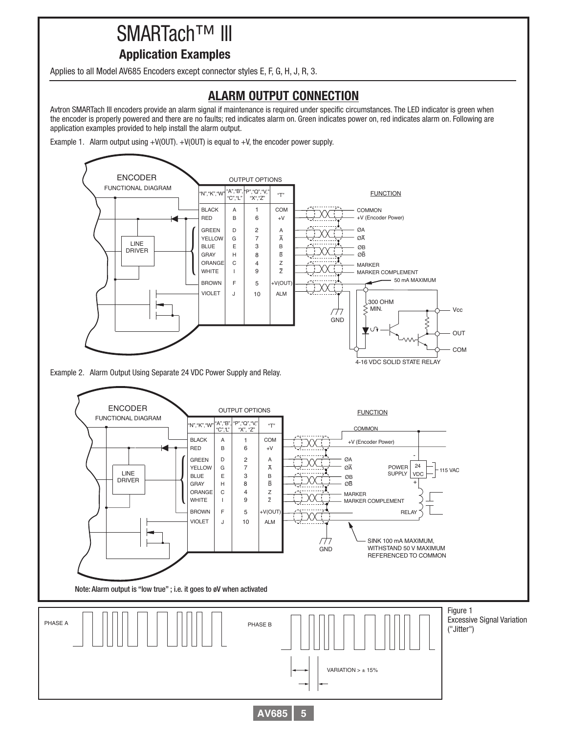# SMARTach™ III

## Application Examples

Applies to all Model AV685 Encoders except connector styles E, F, G, H, J, R, 3.

## ALARM OUTPUT CONNECTION

Avtron SMARTach III encoders provide an alarm signal if maintenance is required under specific circumstances. The LED indicator is green when the encoder is properly powered and there are no faults; red indicates alarm on. Green indicates power on, red indicates alarm on. Following are application examples provided to help install the alarm output.

Example 1. Alarm output using +V(OUT). +V(OUT) is equal to +V, the encoder power supply.

| "N","K","W" | "A","B", "C","L" | "P","Q","V," "X","Z" | "T" | FUNCTION |
|---|---|---|---|---|
| BLACK | A | 1 | COM | COMMON |
| RED | B | 6 | +V | +V (Encoder Power) |
| GREEN | D | 2 | A | ØA |
| YELLOW | G | 7 | $\overline{A}$ | Ø$\overline{A}$ |
| BLUE | E | 3 | B | ØB |
| GRAY | H | 8 | $\overline{B}$ | Ø$\overline{B}$ |
| ORANGE | C | 4 | Z | MARKER |
| WHITE | I | 9 | $\overline{Z}$ | MARKER COMPLEMENT |
| BROWN | F | 5 | +V(OUT) | 50 mA MAXIMUM |
| VIOLET | J | 10 | ALM | |

ENCODER FUNCTIONAL DIAGRAM — LINE DRIVER; 300 OHM MIN.; GND; Vcc; OUT; COM; 4-16 VDC SOLID STATE RELAY

Example 2. Alarm Output Using Separate 24 VDC Power Supply and Relay.

| "N","K","W" | "A","B", "C","L" | "P","Q","V," "X", "Z" | "T" | FUNCTION |
|---|---|---|---|---|
| BLACK | A | 1 | COM | COMMON |
| RED | B | 6 | +V | +V (Encoder Power) |
| GREEN | D | 2 | A | ØA |
| YELLOW | G | 7 | $\overline{A}$ | Ø$\overline{A}$ |
| BLUE | E | 3 | B | ØB |
| GRAY | H | 8 | $\overline{B}$ | Ø$\overline{B}$ |
| ORANGE | C | 4 | Z | MARKER |
| WHITE | I | 9 | $\overline{Z}$ | MARKER COMPLEMENT |
| BROWN | F | 5 | +V(OUT) | |
| VIOLET | J | 10 | ALM | |

ENCODER FUNCTIONAL DIAGRAM — LINE DRIVER; GND; POWER SUPPLY 24 VDC; 115 VAC; RELAY

SINK 100 mA MAXIMUM, WITHSTAND 50 V MAXIMUM REFERENCED TO COMMON

**Note: Alarm output is "low true" ; i.e. it goes to øV when activated**

PHASE A PHASE B

VARIATION > ± 15%

Figure 1
Excessive Signal Variation ("Jitter")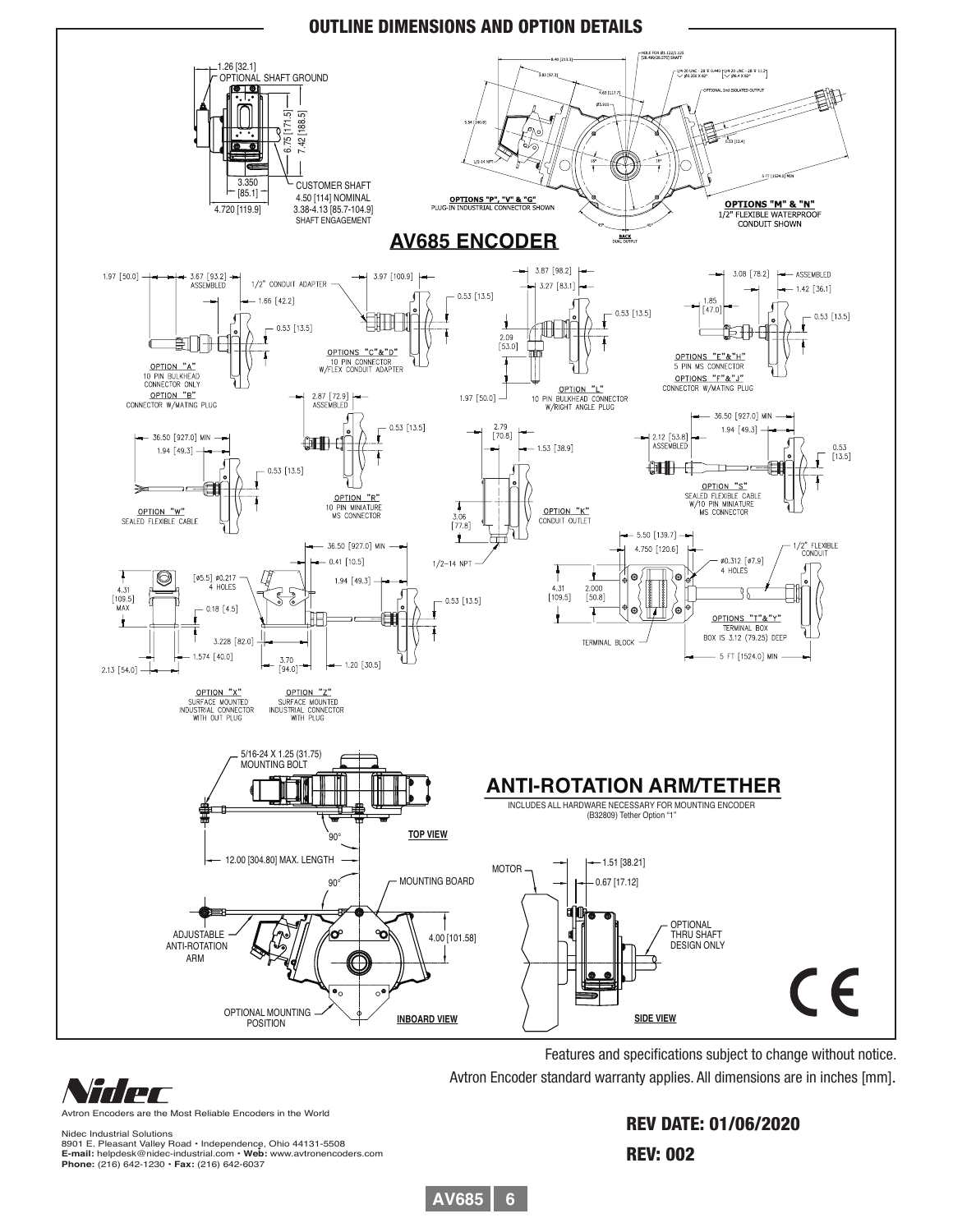## OUTLINE DIMENSIONS AND OPTION DETAILS

1.26 [32.1]
OPTIONAL SHAFT GROUND
6.75 [171.5]
7.42 [188.5]
3.350 [85.1]
4.720 [119.9]
CUSTOMER SHAFT
4.50 [114] NOMINAL
3.38-4.13 [85.7-104.9]
SHAFT ENGAGEMENT

OPTIONS "P", "V" & "G"
PLUG-IN INDUSTRIAL CONNECTOR SHOWN

OPTIONS "M" & "N"
1/2" FLEXIBLE WATERPROOF CONDUIT SHOWN

## AV685 ENCODER

OPTION "A"
10 PIN BULKHEAD CONNECTOR ONLY
OPTION "B"
CONNECTOR W/MATING PLUG

OPTIONS "C"&"D"
10 PIN CONNECTOR W/FLEX CONDUIT ADAPTER

OPTION "L"
10 PIN BULKHEAD CONNECTOR W/RIGHT ANGLE PLUG

OPTIONS "E"&"H"
5 PIN MS CONNECTOR
OPTIONS "F"&"J"
CONNECTOR W/MATING PLUG

OPTION "W"
SEALED FLEXIBLE CABLE

OPTION "R"
10 PIN MINIATURE MS CONNECTOR

OPTION "K"
CONDUIT OUTLET

OPTION "S"
SEALED FLEXIBLE CABLE W/10 PIN MINIATURE MS CONNECTOR

OPTION "X"
SURFACE MOUNTED INDUSTRIAL CONNECTOR WITH OUT PLUG

OPTION "Z"
SURFACE MOUNTED INDUSTRIAL CONNECTOR WITH PLUG

OPTIONS "T"&"Y"
TERMINAL BOX
BOX IS 3.12 (79.25) DEEP

TERMINAL BLOCK

## ANTI-ROTATION ARM/TETHER

INCLUDES ALL HARDWARE NECESSARY FOR MOUNTING ENCODER (B32809) Tether Option "1"

5/16-24 X 1.25 (31.75) MOUNTING BOLT
12.00 [304.80] MAX. LENGTH
TOP VIEW
MOUNTING BOARD
ADJUSTABLE ANTI-ROTATION ARM
4.00 [101.58]
OPTIONAL MOUNTING POSITION
INBOARD VIEW
MOTOR
1.51 [38.21]
0.67 [17.12]
OPTIONAL THRU SHAFT DESIGN ONLY
SIDE VIEW

Features and specifications subject to change without notice.

Avtron Encoder standard warranty applies. All dimensions are in inches [mm].

Nidec

Avtron Encoders are the Most Reliable Encoders in the World

Nidec Industrial Solutions
8901 E. Pleasant Valley Road • Independence, Ohio 44131-5508
**E-mail:** helpdesk@nidec-industrial.com • **Web:** www.avtronencoders.com
**Phone:** (216) 642-1230 • **Fax:** (216) 642-6037

**REV DATE: 01/06/2020**

**REV: 002**